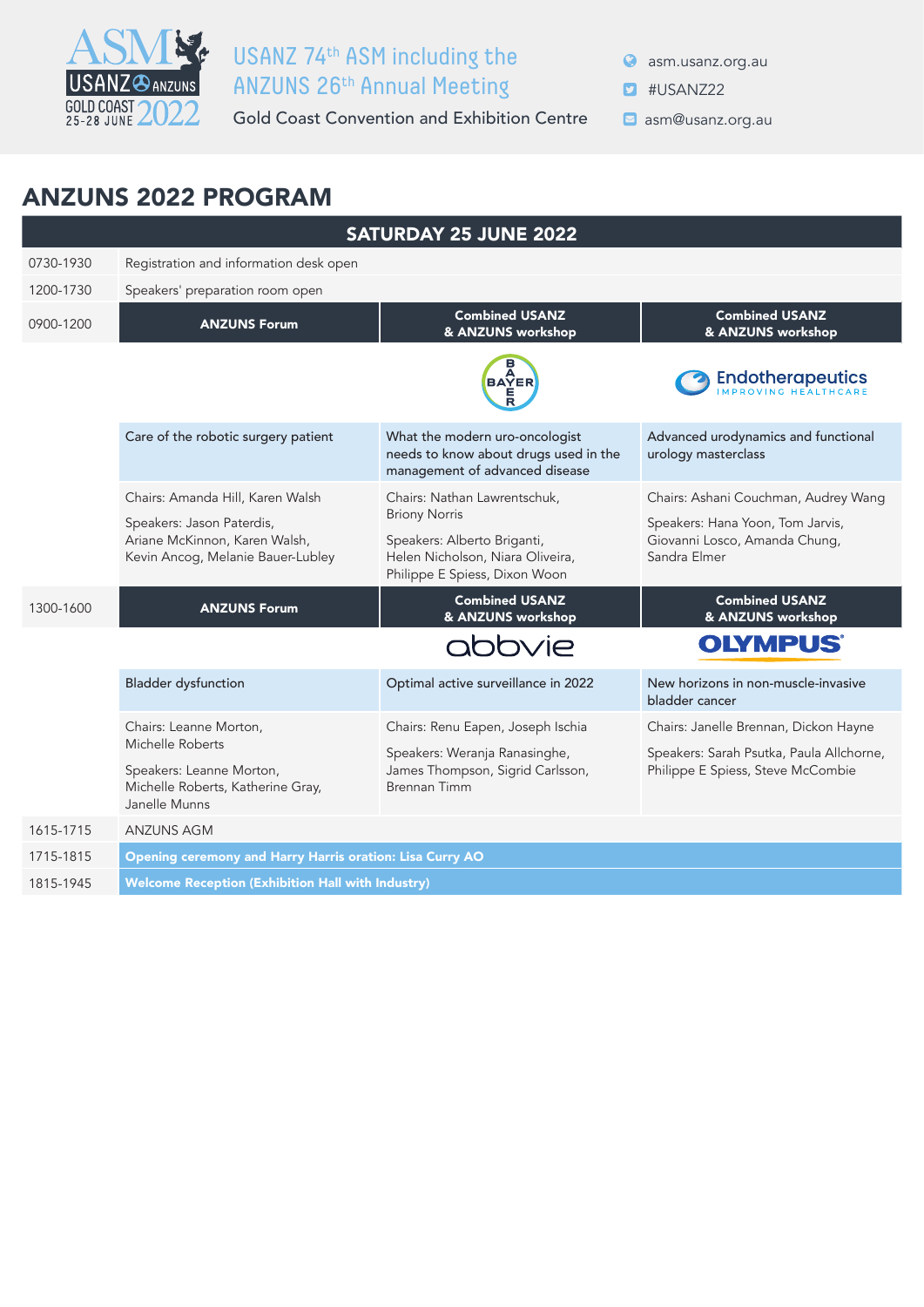USAZN 74th ASM including the ANZUNS 26th Annual Meeting

Gold Coast Convention and Exhibition Centre

asm.usanz.org.au

#USANZ22

asm@usanz.org.au

# ANZUNS 2022 PROGRAM

| SATURDAY 25 JUNE 2022 | | | |
|---|---|---|---|
| 0730-1930 | Registration and information desk open | | |
| 1200-1730 | Speakers' preparation room open | | |
| 0900-1200 | **ANZUNS Forum** | **Combined USANZ & ANZUNS workshop** (Bayer) | **Combined USANZ & ANZUNS workshop** (Endotherapeutics) |
| | Care of the robotic surgery patient | What the modern uro-oncologist needs to know about drugs used in the management of advanced disease | Advanced urodynamics and functional urology masterclass |
| | Chairs: Amanda Hill, Karen Walsh<br>Speakers: Jason Paterdis, Ariane McKinnon, Karen Walsh, Kevin Ancog, Melanie Bauer-Lubley | Chairs: Nathan Lawrentschuk, Briony Norris<br>Speakers: Alberto Briganti, Helen Nicholson, Niara Oliveira, Philippe E Spiess, Dixon Woon | Chairs: Ashani Couchman, Audrey Wang<br>Speakers: Hana Yoon, Tom Jarvis, Giovanni Losco, Amanda Chung, Sandra Elmer |
| 1300-1600 | **ANZUNS Forum** | **Combined USANZ & ANZUNS workshop** (abbvie) | **Combined USANZ & ANZUNS workshop** (OLYMPUS) |
| | Bladder dysfunction | Optimal active surveillance in 2022 | New horizons in non-muscle-invasive bladder cancer |
| | Chairs: Leanne Morton, Michelle Roberts<br>Speakers: Leanne Morton, Michelle Roberts, Katherine Gray, Janelle Munns | Chairs: Renu Eapen, Joseph Ischia<br>Speakers: Weranja Ranasinghe, James Thompson, Sigrid Carlsson, Brennan Timm | Chairs: Janelle Brennan, Dickon Hayne<br>Speakers: Sarah Psutka, Paula Allchorne, Philippe E Spiess, Steve McCombie |
| 1615-1715 | ANZUNS AGM | | |
| 1715-1815 | **Opening ceremony and Harry Harris oration: Lisa Curry AO** | | |
| 1815-1945 | **Welcome Reception (Exhibition Hall with Industry)** | | |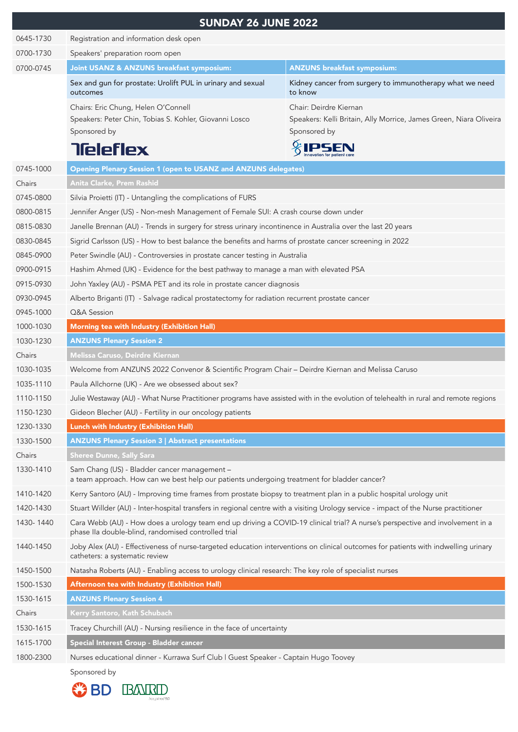## SUNDAY 26 JUNE 2022

| Time | Session |
|---|---|
| 0645-1730 | Registration and information desk open |
| 0700-1730 | Speakers' preparation room open |
| 0700-0745 | **Joint USANZ & ANZUNS breakfast symposium:** Sex and gun for prostate: Urolift PUL in urinary and sexual outcomes<br>Chairs: Eric Chung, Helen O'Connell<br>Speakers: Peter Chin, Tobias S. Kohler, Giovanni Losco<br>Sponsored by Teleflex |
| | **ANZUNS breakfast symposium:** Kidney cancer from surgery to immunotherapy what we need to know<br>Chair: Deirdre Kiernan<br>Speakers: Kelli Britain, Ally Morrice, James Green, Niara Oliveira<br>Sponsored by IPSEN Innovation for patient care |
| 0745-1000 | **Opening Plenary Session 1 (open to USANZ and ANZUNS delegates)** |
| Chairs | **Anita Clarke, Prem Rashid** |
| 0745-0800 | Silvia Proietti (IT) - Untangling the complications of FURS |
| 0800-0815 | Jennifer Anger (US) - Non-mesh Management of Female SUI: A crash course down under |
| 0815-0830 | Janelle Brennan (AU) - Trends in surgery for stress urinary incontinence in Australia over the last 20 years |
| 0830-0845 | Sigrid Carlsson (US) - How to best balance the benefits and harms of prostate cancer screening in 2022 |
| 0845-0900 | Peter Swindle (AU) - Controversies in prostate cancer testing in Australia |
| 0900-0915 | Hashim Ahmed (UK) - Evidence for the best pathway to manage a man with elevated PSA |
| 0915-0930 | John Yaxley (AU) - PSMA PET and its role in prostate cancer diagnosis |
| 0930-0945 | Alberto Briganti (IT) - Salvage radical prostatectomy for radiation recurrent prostate cancer |
| 0945-1000 | Q&A Session |
| 1000-1030 | **Morning tea with Industry (Exhibition Hall)** |
| 1030-1230 | **ANZUNS Plenary Session 2** |
| Chairs | **Melissa Caruso, Deirdre Kiernan** |
| 1030-1035 | Welcome from ANZUNS 2022 Convenor & Scientific Program Chair – Deirdre Kiernan and Melissa Caruso |
| 1035-1110 | Paula Allchorne (UK) - Are we obsessed about sex? |
| 1110-1150 | Julie Westaway (AU) - What Nurse Practitioner programs have assisted with in the evolution of telehealth in rural and remote regions |
| 1150-1230 | Gideon Blecher (AU) - Fertility in our oncology patients |
| 1230-1330 | **Lunch with Industry (Exhibition Hall)** |
| 1330-1500 | **ANZUNS Plenary Session 3 \| Abstract presentations** |
| Chairs | **Sheree Dunne, Sally Sara** |
| 1330-1410 | Sam Chang (US) - Bladder cancer management – a team approach. How can we best help our patients undergoing treatment for bladder cancer? |
| 1410-1420 | Kerry Santoro (AU) - Improving time frames from prostate biopsy to treatment plan in a public hospital urology unit |
| 1420-1430 | Stuart Willder (AU) - Inter-hospital transfers in regional centre with a visiting Urology service - impact of the Nurse practitioner |
| 1430- 1440 | Cara Webb (AU) - How does a urology team end up driving a COVID-19 clinical trial? A nurse's perspective and involvement in a phase IIa double-blind, randomised controlled trial |
| 1440-1450 | Joby Alex (AU) - Effectiveness of nurse-targeted education interventions on clinical outcomes for patients with indwelling urinary catheters: a systematic review |
| 1450-1500 | Natasha Roberts (AU) - Enabling access to urology clinical research: The key role of specialist nurses |
| 1500-1530 | **Afternoon tea with Industry (Exhibition Hall)** |
| 1530-1615 | **ANZUNS Plenary Session 4** |
| Chairs | **Kerry Santoro, Kath Schubach** |
| 1530-1615 | Tracey Churchill (AU) - Nursing resilience in the face of uncertainty |
| 1615-1700 | **Special Interest Group - Bladder cancer** |
| 1800-2300 | Nurses educational dinner - Kurrawa Surf Club I Guest Speaker - Captain Hugo Toovey<br>Sponsored by BD BARD |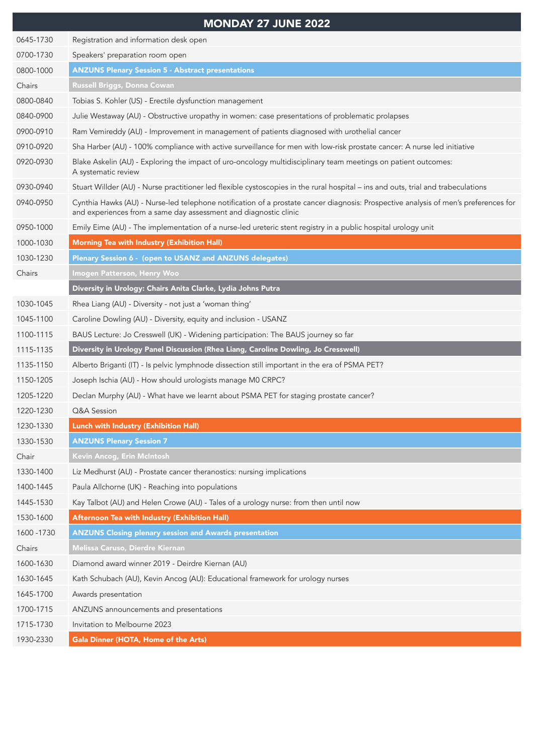| MONDAY 27 JUNE 2022 | |
|---|---|
| 0645-1730 | Registration and information desk open |
| 0700-1730 | Speakers' preparation room open |
| 0800-1000 | **ANZUNS Plenary Session 5 - Abstract presentations** |
| Chairs | **Russell Briggs, Donna Cowan** |
| 0800-0840 | Tobias S. Kohler (US) - Erectile dysfunction management |
| 0840-0900 | Julie Westaway (AU) - Obstructive uropathy in women: case presentations of problematic prolapses |
| 0900-0910 | Ram Vemireddy (AU) - Improvement in management of patients diagnosed with urothelial cancer |
| 0910-0920 | Sha Harber (AU) - 100% compliance with active surveillance for men with low-risk prostate cancer: A nurse led initiative |
| 0920-0930 | Blake Askelin (AU) - Exploring the impact of uro-oncology multidisciplinary team meetings on patient outcomes: A systematic review |
| 0930-0940 | Stuart Willder (AU) - Nurse practitioner led flexible cystoscopies in the rural hospital – ins and outs, trial and trabeculations |
| 0940-0950 | Cynthia Hawks (AU) - Nurse-led telephone notification of a prostate cancer diagnosis: Prospective analysis of men's preferences for and experiences from a same day assessment and diagnostic clinic |
| 0950-1000 | Emily Eime (AU) - The implementation of a nurse-led ureteric stent registry in a public hospital urology unit |
| 1000-1030 | **Morning Tea with Industry (Exhibition Hall)** |
| 1030-1230 | **Plenary Session 6 - (open to USANZ and ANZUNS delegates)** |
| Chairs | **Imogen Patterson, Henry Woo** |
| | **Diversity in Urology: Chairs Anita Clarke, Lydia Johns Putra** |
| 1030-1045 | Rhea Liang (AU) - Diversity - not just a 'woman thing' |
| 1045-1100 | Caroline Dowling (AU) - Diversity, equity and inclusion - USANZ |
| 1100-1115 | BAUS Lecture: Jo Cresswell (UK) - Widening participation: The BAUS journey so far |
| 1115-1135 | **Diversity in Urology Panel Discussion (Rhea Liang, Caroline Dowling, Jo Cresswell)** |
| 1135-1150 | Alberto Briganti (IT) - Is pelvic lymphnode dissection still important in the era of PSMA PET? |
| 1150-1205 | Joseph Ischia (AU) - How should urologists manage M0 CRPC? |
| 1205-1220 | Declan Murphy (AU) - What have we learnt about PSMA PET for staging prostate cancer? |
| 1220-1230 | Q&A Session |
| 1230-1330 | **Lunch with Industry (Exhibition Hall)** |
| 1330-1530 | **ANZUNS Plenary Session 7** |
| Chair | **Kevin Ancog, Erin McIntosh** |
| 1330-1400 | Liz Medhurst (AU) - Prostate cancer theranostics: nursing implications |
| 1400-1445 | Paula Allchorne (UK) - Reaching into populations |
| 1445-1530 | Kay Talbot (AU) and Helen Crowe (AU) - Tales of a urology nurse: from then until now |
| 1530-1600 | **Afternoon Tea with Industry (Exhibition Hall)** |
| 1600 -1730 | **ANZUNS Closing plenary session and Awards presentation** |
| Chairs | **Melissa Caruso, Dierdre Kiernan** |
| 1600-1630 | Diamond award winner 2019 - Deirdre Kiernan (AU) |
| 1630-1645 | Kath Schubach (AU), Kevin Ancog (AU): Educational framework for urology nurses |
| 1645-1700 | Awards presentation |
| 1700-1715 | ANZUNS announcements and presentations |
| 1715-1730 | Invitation to Melbourne 2023 |
| 1930-2330 | **Gala Dinner (HOTA, Home of the Arts)** |